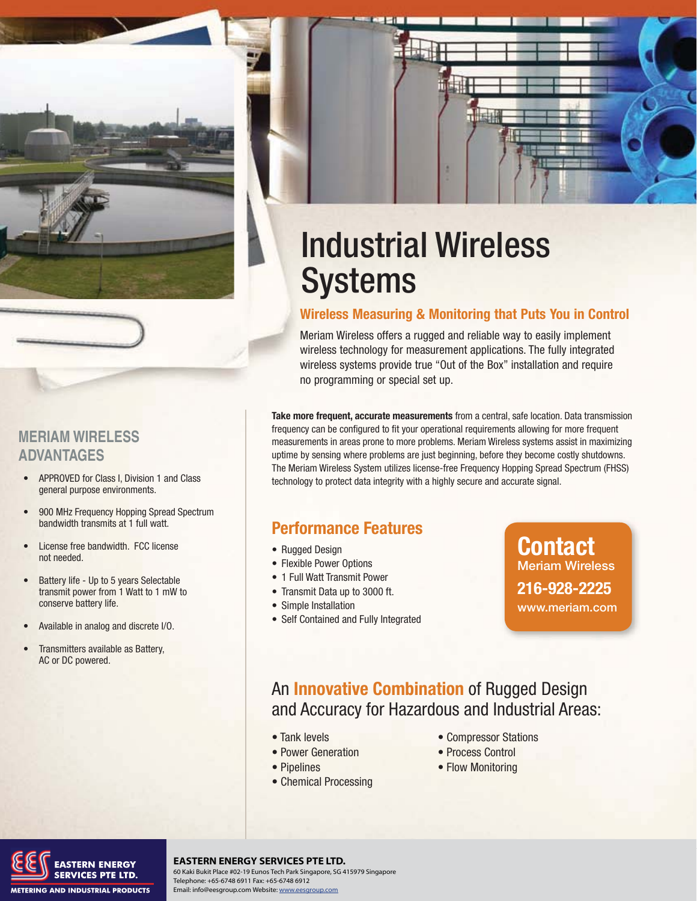# Industrial Wireless Systems

## Wireless Measuring & Monitoring that Puts You in Control

Meriam Wireless offers a rugged and reliable way to easily implement wireless technology for measurement applications. The fully integrated wireless systems provide true "Out of the Box" installation and require no programming or special set up.

**Take more frequent, accurate measurements** from a central, safe location. Data transmission frequency can be configured to fit your operational requirements allowing for more frequent measurements in areas prone to more problems. Meriam Wireless systems assist in maximizing uptime by sensing where problems are just beginning, before they become costly shutdowns. The Meriam Wireless System utilizes license-free Frequency Hopping Spread Spectrum (FHSS) technology to protect data integrity with a highly secure and accurate signal.

## MERIAM WIRELESS ADVANTAGES

- APPROVED for Class I, Division 1 and Class general purpose environments.
- 900 MHz Frequency Hopping Spread Spectrum bandwidth transmits at 1 full watt.
- License free bandwidth. FCC license not needed.
- Battery life - Up to 5 years Selectable transmit power from 1 Watt to 1 mW to conserve battery life.
- Available in analog and discrete I/O.
- Transmitters available as Battery, AC or DC powered.

## Performance Features

- Rugged Design
- Flexible Power Options
- 1 Full Watt Transmit Power
- Transmit Data up to 3000 ft.
- Simple Installation
- Self Contained and Fully Integrated

**Contact**
Meriam Wireless
**216-928-2225**
www.meriam.com

## An Innovative Combination of Rugged Design and Accuracy for Hazardous and Industrial Areas:

- Tank levels
- Power Generation
- Pipelines
- Chemical Processing
- Compressor Stations
- Process Control
- Flow Monitoring

EASTERN ENERGY SERVICES PTE LTD.
METERING AND INDUSTRIAL PRODUCTS

**EASTERN ENERGY SERVICES PTE LTD.**
60 Kaki Bukit Place #02-19 Eunos Tech Park Singapore, SG 415979 Singapore
Telephone: +65-6748 6911 Fax: +65-6748 6912
Email: info@eesgroup.com Website: www.eesgroup.com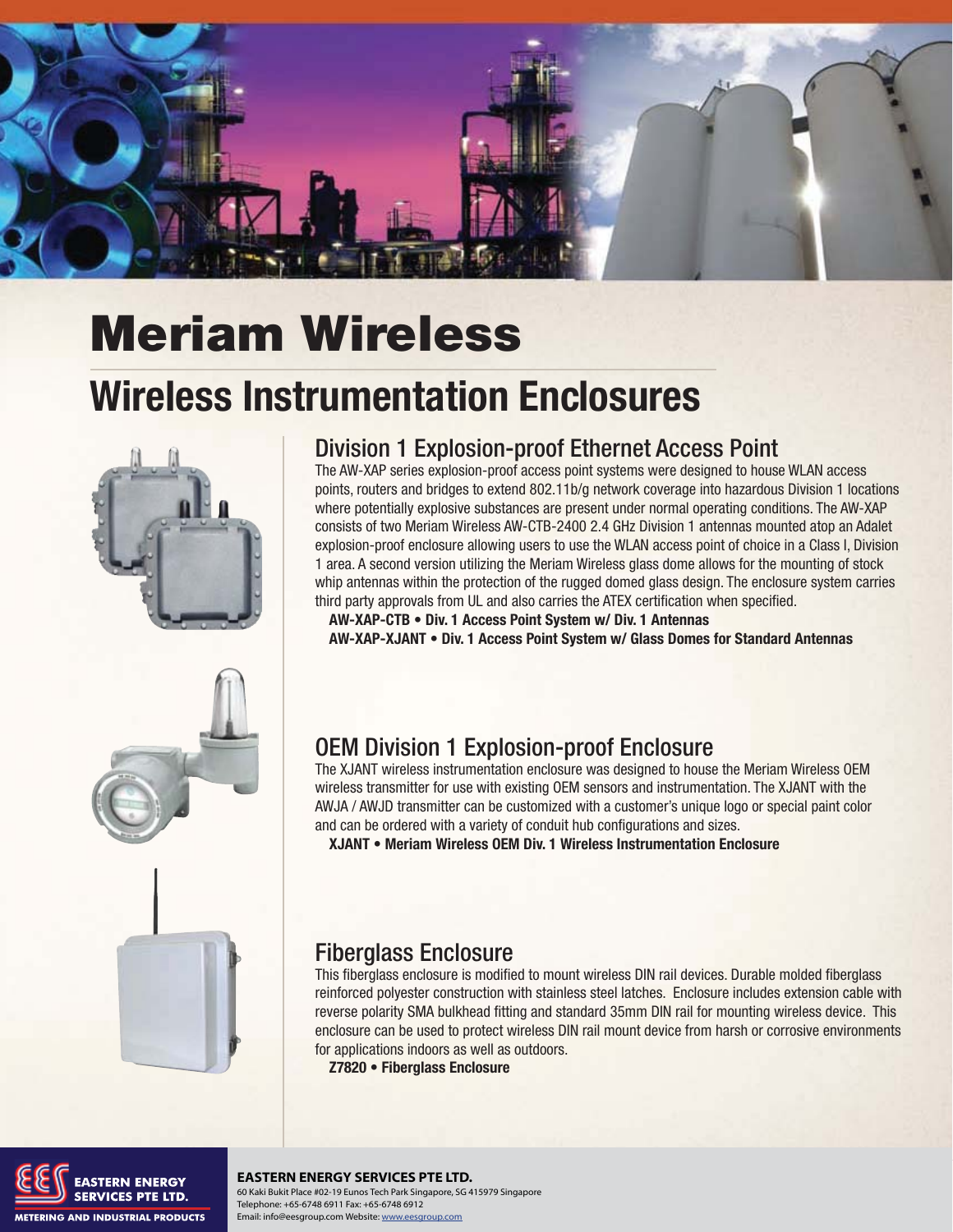# Meriam Wireless

## Wireless Instrumentation Enclosures

### Division 1 Explosion-proof Ethernet Access Point

The AW-XAP series explosion-proof access point systems were designed to house WLAN access points, routers and bridges to extend 802.11b/g network coverage into hazardous Division 1 locations where potentially explosive substances are present under normal operating conditions. The AW-XAP consists of two Meriam Wireless AW-CTB-2400 2.4 GHz Division 1 antennas mounted atop an Adalet explosion-proof enclosure allowing users to use the WLAN access point of choice in a Class I, Division 1 area. A second version utilizing the Meriam Wireless glass dome allows for the mounting of stock whip antennas within the protection of the rugged domed glass design. The enclosure system carries third party approvals from UL and also carries the ATEX certification when specified.

**AW-XAP-CTB • Div. 1 Access Point System w/ Div. 1 Antennas**
**AW-XAP-XJANT • Div. 1 Access Point System w/ Glass Domes for Standard Antennas**

### OEM Division 1 Explosion-proof Enclosure

The XJANT wireless instrumentation enclosure was designed to house the Meriam Wireless OEM wireless transmitter for use with existing OEM sensors and instrumentation. The XJANT with the AWJA / AWJD transmitter can be customized with a customer's unique logo or special paint color and can be ordered with a variety of conduit hub configurations and sizes.

**XJANT • Meriam Wireless OEM Div. 1 Wireless Instrumentation Enclosure**

### Fiberglass Enclosure

This fiberglass enclosure is modified to mount wireless DIN rail devices. Durable molded fiberglass reinforced polyester construction with stainless steel latches. Enclosure includes extension cable with reverse polarity SMA bulkhead fitting and standard 35mm DIN rail for mounting wireless device. This enclosure can be used to protect wireless DIN rail mount device from harsh or corrosive environments for applications indoors as well as outdoors.

**Z7820 • Fiberglass Enclosure**

**EASTERN ENERGY SERVICES PTE LTD.**
60 Kaki Bukit Place #02-19 Eunos Tech Park Singapore, SG 415979 Singapore
Telephone: +65-6748 6911 Fax: +65-6748 6912
Email: info@eesgroup.com Website: www.eesgroup.com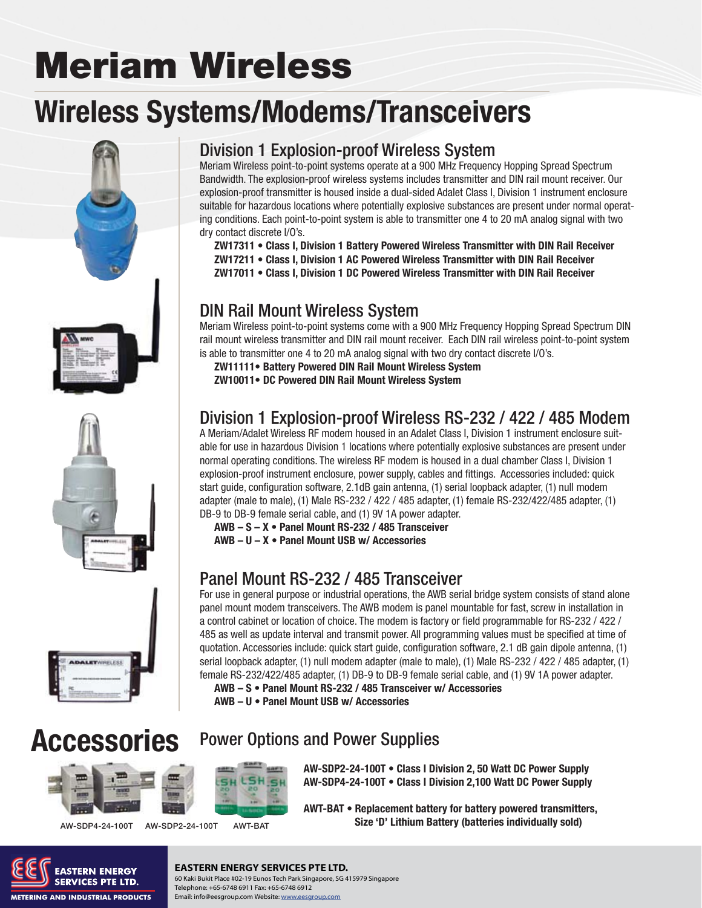# Meriam Wireless

## Wireless Systems/Modems/Transceivers

### Division 1 Explosion-proof Wireless System

Meriam Wireless point-to-point systems operate at a 900 MHz Frequency Hopping Spread Spectrum Bandwidth. The explosion-proof wireless systems includes transmitter and DIN rail mount receiver. Our explosion-proof transmitter is housed inside a dual-sided Adalet Class I, Division 1 instrument enclosure suitable for hazardous locations where potentially explosive substances are present under normal operating conditions. Each point-to-point system is able to transmitter one 4 to 20 mA analog signal with two dry contact discrete I/O's.

**ZW17311 • Class I, Division 1 Battery Powered Wireless Transmitter with DIN Rail Receiver**
**ZW17211 • Class I, Division 1 AC Powered Wireless Transmitter with DIN Rail Receiver**
**ZW17011 • Class I, Division 1 DC Powered Wireless Transmitter with DIN Rail Receiver**

### DIN Rail Mount Wireless System

Meriam Wireless point-to-point systems come with a 900 MHz Frequency Hopping Spread Spectrum DIN rail mount wireless transmitter and DIN rail mount receiver. Each DIN rail wireless point-to-point system is able to transmitter one 4 to 20 mA analog signal with two dry contact discrete I/O's.

**ZW11111• Battery Powered DIN Rail Mount Wireless System**
**ZW10011• DC Powered DIN Rail Mount Wireless System**

### Division 1 Explosion-proof Wireless RS-232 / 422 / 485 Modem

A Meriam/Adalet Wireless RF modem housed in an Adalet Class I, Division 1 instrument enclosure suitable for use in hazardous Division 1 locations where potentially explosive substances are present under normal operating conditions. The wireless RF modem is housed in a dual chamber Class I, Division 1 explosion-proof instrument enclosure, power supply, cables and fittings. Accessories included: quick start guide, configuration software, 2.1dB gain antenna, (1) serial loopback adapter, (1) null modem adapter (male to male), (1) Male RS-232 / 422 / 485 adapter, (1) female RS-232/422/485 adapter, (1) DB-9 to DB-9 female serial cable, and (1) 9V 1A power adapter.

**AWB – S – X • Panel Mount RS-232 / 485 Transceiver**
**AWB – U – X • Panel Mount USB w/ Accessories**

### Panel Mount RS-232 / 485 Transceiver

For use in general purpose or industrial operations, the AWB serial bridge system consists of stand alone panel mount modem transceivers. The AWB modem is panel mountable for fast, screw in installation in a control cabinet or location of choice. The modem is factory or field programmable for RS-232 / 422 / 485 as well as update interval and transmit power. All programming values must be specified at time of quotation. Accessories include: quick start guide, configuration software, 2.1 dB gain dipole antenna, (1) serial loopback adapter, (1) null modem adapter (male to male), (1) Male RS-232 / 422 / 485 adapter, (1) female RS-232/422/485 adapter, (1) DB-9 to DB-9 female serial cable, and (1) 9V 1A power adapter.

**AWB – S • Panel Mount RS-232 / 485 Transceiver w/ Accessories**
**AWB – U • Panel Mount USB w/ Accessories**

## Accessories

### Power Options and Power Supplies

AW-SDP4-24-100T AW-SDP2-24-100T AWT-BAT

**AW-SDP2-24-100T • Class I Division 2, 50 Watt DC Power Supply**
**AW-SDP4-24-100T • Class I Division 2,100 Watt DC Power Supply**

**AWT-BAT • Replacement battery for battery powered transmitters, Size 'D' Lithium Battery (batteries individually sold)**

EASTERN ENERGY SERVICES PTE LTD.
METERING AND INDUSTRIAL PRODUCTS

**EASTERN ENERGY SERVICES PTE LTD.**
60 Kaki Bukit Place #02-19 Eunos Tech Park Singapore, SG 415979 Singapore
Telephone: +65-6748 6911 Fax: +65-6748 6912
Email: info@eesgroup.com Website: www.eesgroup.com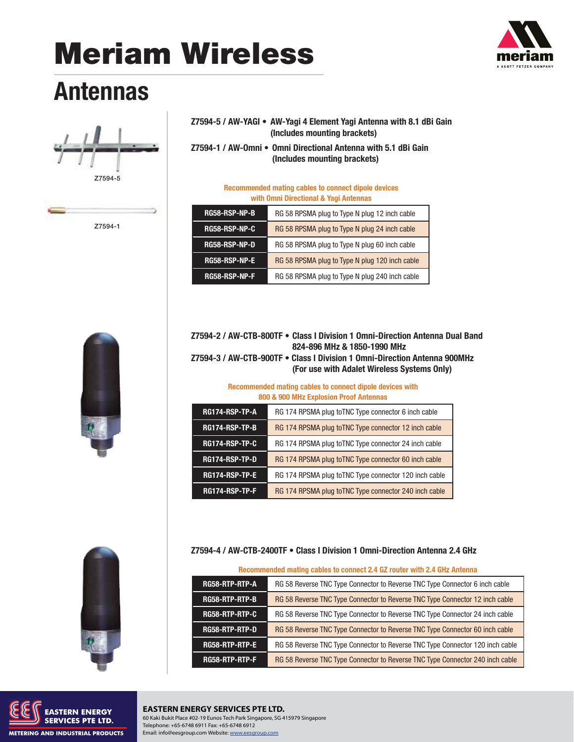# Meriam Wireless

## Antennas

Z7594-5

Z7594-1

**Z7594-5 / AW-YAGI • AW-Yagi 4 Element Yagi Antenna with 8.1 dBi Gain (Includes mounting brackets)**

**Z7594-1 / AW-Omni • Omni Directional Antenna with 5.1 dBi Gain (Includes mounting brackets)**

**Recommended mating cables to connect dipole devices with Omni Directional & Yagi Antennas**

| | |
|---|---|
| RG58-RSP-NP-B | RG 58 RPSMA plug to Type N plug 12 inch cable |
| RG58-RSP-NP-C | RG 58 RPSMA plug to Type N plug 24 inch cable |
| RG58-RSP-NP-D | RG 58 RPSMA plug to Type N plug 60 inch cable |
| RG58-RSP-NP-E | RG 58 RPSMA plug to Type N plug 120 inch cable |
| RG58-RSP-NP-F | RG 58 RPSMA plug to Type N plug 240 inch cable |

**Z7594-2 / AW-CTB-800TF • Class I Division 1 Omni-Direction Antenna Dual Band 824-896 MHz & 1850-1990 MHz**

**Z7594-3 / AW-CTB-900TF • Class I Division 1 Omni-Direction Antenna 900MHz (For use with Adalet Wireless Systems Only)**

**Recommended mating cables to connect dipole devices with 800 & 900 MHz Explosion Proof Antennas**

| | |
|---|---|
| RG174-RSP-TP-A | RG 174 RPSMA plug toTNC Type connector 6 inch cable |
| RG174-RSP-TP-B | RG 174 RPSMA plug toTNC Type connector 12 inch cable |
| RG174-RSP-TP-C | RG 174 RPSMA plug toTNC Type connector 24 inch cable |
| RG174-RSP-TP-D | RG 174 RPSMA plug toTNC Type connector 60 inch cable |
| RG174-RSP-TP-E | RG 174 RPSMA plug toTNC Type connector 120 inch cable |
| RG174-RSP-TP-F | RG 174 RPSMA plug toTNC Type connector 240 inch cable |

**Z7594-4 / AW-CTB-2400TF • Class I Division 1 Omni-Direction Antenna 2.4 GHz**

**Recommended mating cables to connect 2.4 GZ router with 2.4 GHz Antenna**

| | |
|---|---|
| RG58-RTP-RTP-A | RG 58 Reverse TNC Type Connector to Reverse TNC Type Connector 6 inch cable |
| RG58-RTP-RTP-B | RG 58 Reverse TNC Type Connector to Reverse TNC Type Connector 12 inch cable |
| RG58-RTP-RTP-C | RG 58 Reverse TNC Type Connector to Reverse TNC Type Connector 24 inch cable |
| RG58-RTP-RTP-D | RG 58 Reverse TNC Type Connector to Reverse TNC Type Connector 60 inch cable |
| RG58-RTP-RTP-E | RG 58 Reverse TNC Type Connector to Reverse TNC Type Connector 120 inch cable |
| RG58-RTP-RTP-F | RG 58 Reverse TNC Type Connector to Reverse TNC Type Connector 240 inch cable |

**EASTERN ENERGY SERVICES PTE LTD.**
60 Kaki Bukit Place #02-19 Eunos Tech Park Singapore, SG 415979 Singapore
Telephone: +65-6748 6911 Fax: +65-6748 6912
Email: info@eesgroup.com Website: www.eesgroup.com